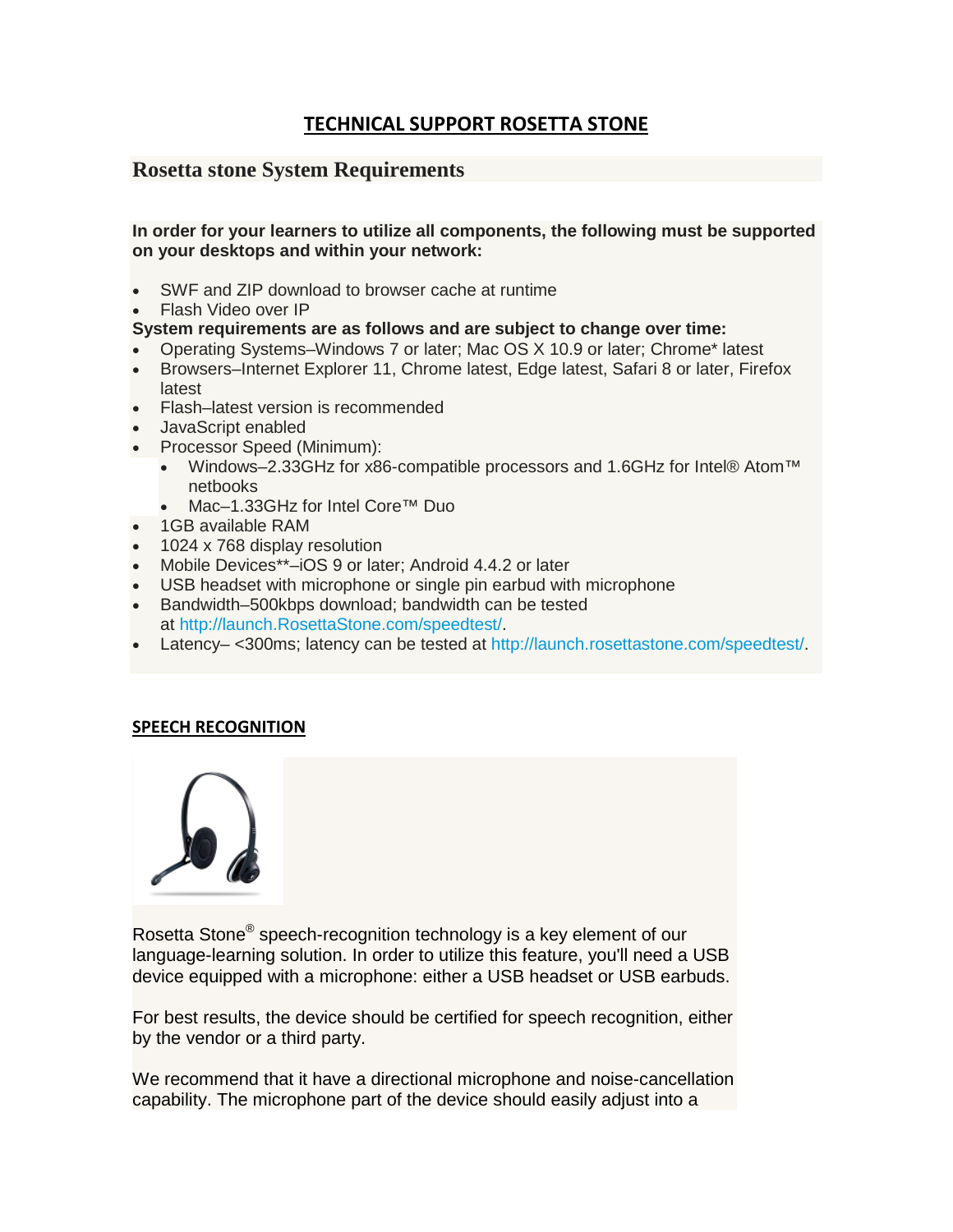# TECHNICAL SUPPORT ROSETTA STONE

## Rosetta stone System Requirements

**In order for your learners to utilize all components, the following must be supported on your desktops and within your network:**

- SWF and ZIP download to browser cache at runtime
- Flash Video over IP

**System requirements are as follows and are subject to change over time:**

- Operating Systems–Windows 7 or later; Mac OS X 10.9 or later; Chrome* latest
- Browsers–Internet Explorer 11, Chrome latest, Edge latest, Safari 8 or later, Firefox latest
- Flash–latest version is recommended
- JavaScript enabled
- Processor Speed (Minimum):
  - Windows–2.33GHz for x86-compatible processors and 1.6GHz for Intel® Atom™ netbooks
  - Mac–1.33GHz for Intel Core™ Duo
- 1GB available RAM
- 1024 x 768 display resolution
- Mobile Devices**–iOS 9 or later; Android 4.4.2 or later
- USB headset with microphone or single pin earbud with microphone
- Bandwidth–500kbps download; bandwidth can be tested at http://launch.RosettaStone.com/speedtest/.
- Latency– <300ms; latency can be tested at http://launch.rosettastone.com/speedtest/.

### SPEECH RECOGNITION

Rosetta Stone® speech-recognition technology is a key element of our language-learning solution. In order to utilize this feature, you'll need a USB device equipped with a microphone: either a USB headset or USB earbuds.

For best results, the device should be certified for speech recognition, either by the vendor or a third party.

We recommend that it have a directional microphone and noise-cancellation capability. The microphone part of the device should easily adjust into a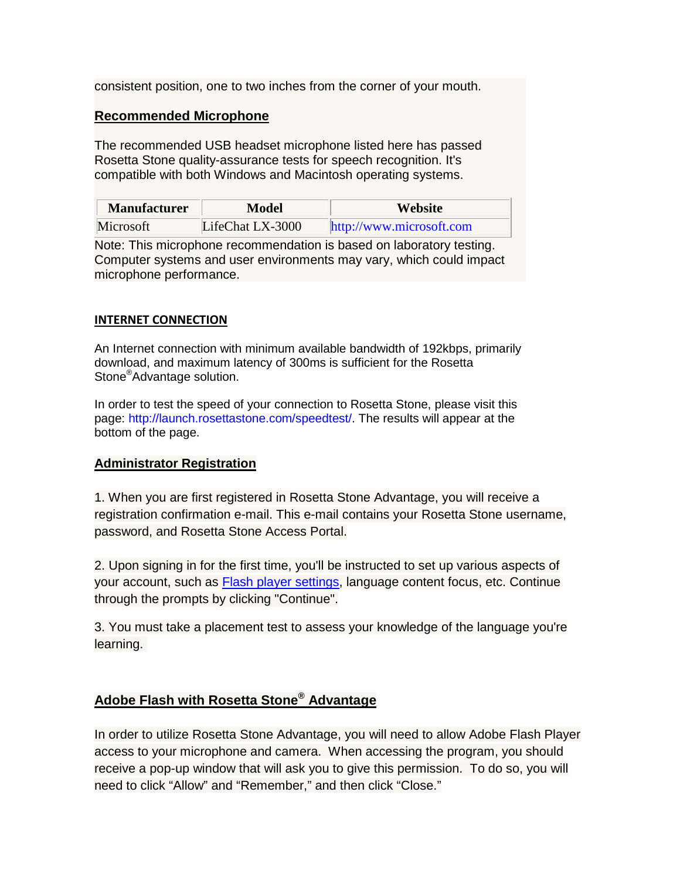consistent position, one to two inches from the corner of your mouth.

## Recommended Microphone

The recommended USB headset microphone listed here has passed Rosetta Stone quality-assurance tests for speech recognition. It's compatible with both Windows and Macintosh operating systems.

| Manufacturer | Model | Website |
| --- | --- | --- |
| Microsoft | LifeChat LX-3000 | http://www.microsoft.com |

Note: This microphone recommendation is based on laboratory testing. Computer systems and user environments may vary, which could impact microphone performance.

## INTERNET CONNECTION

An Internet connection with minimum available bandwidth of 192kbps, primarily download, and maximum latency of 300ms is sufficient for the Rosetta Stone® Advantage solution.

In order to test the speed of your connection to Rosetta Stone, please visit this page: http://launch.rosettastone.com/speedtest/. The results will appear at the bottom of the page.

## Administrator Registration

1. When you are first registered in Rosetta Stone Advantage, you will receive a registration confirmation e-mail. This e-mail contains your Rosetta Stone username, password, and Rosetta Stone Access Portal.

2. Upon signing in for the first time, you'll be instructed to set up various aspects of your account, such as Flash player settings, language content focus, etc. Continue through the prompts by clicking "Continue".

3. You must take a placement test to assess your knowledge of the language you're learning.

## Adobe Flash with Rosetta Stone® Advantage

In order to utilize Rosetta Stone Advantage, you will need to allow Adobe Flash Player access to your microphone and camera. When accessing the program, you should receive a pop-up window that will ask you to give this permission. To do so, you will need to click “Allow” and “Remember,” and then click “Close.”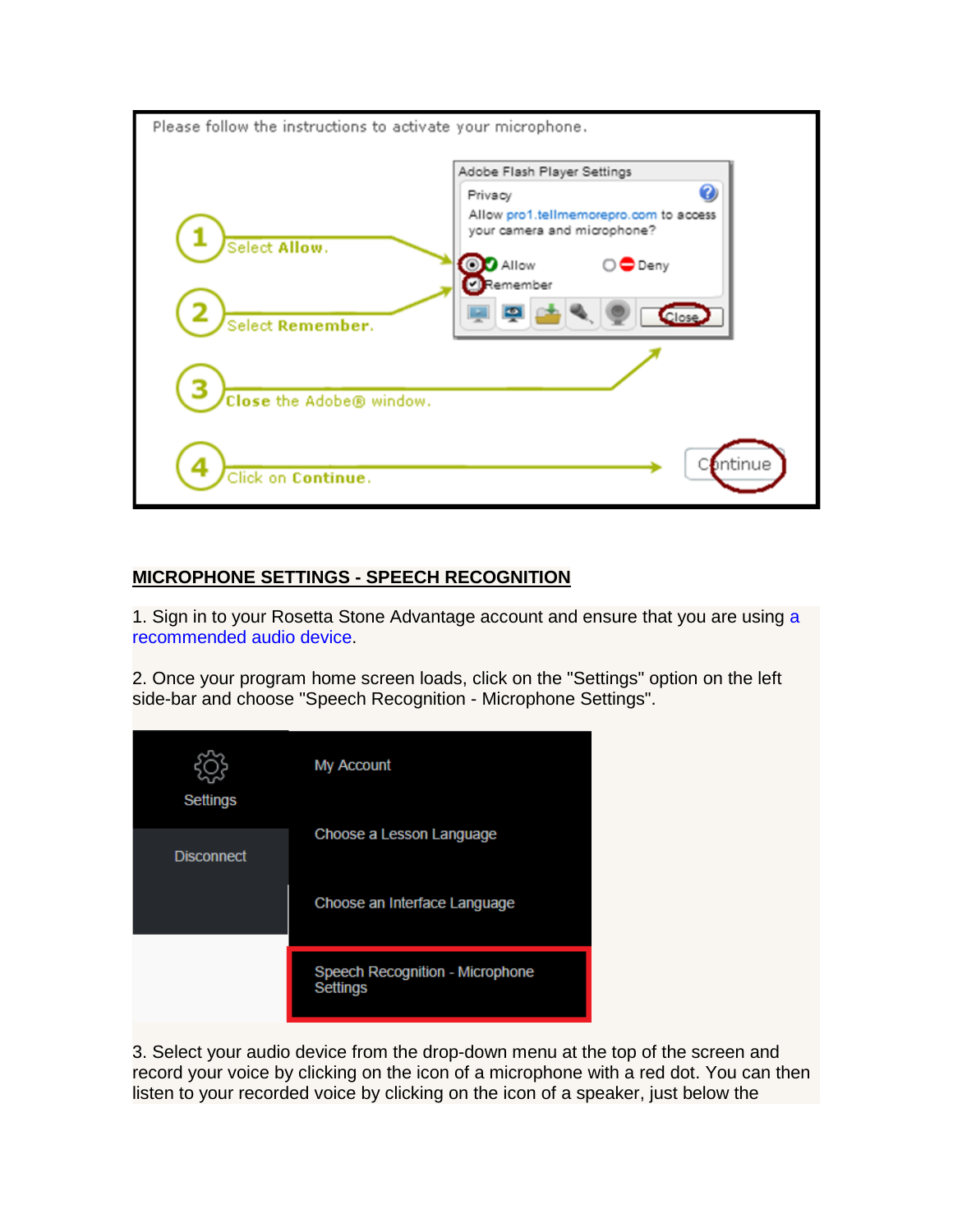Please follow the instructions to activate your microphone.

1. Select **Allow**.
2. Select **Remember**.
3. **Close** the Adobe® window.
4. Click on **Continue**.

## MICROPHONE SETTINGS - SPEECH RECOGNITION

1. Sign in to your Rosetta Stone Advantage account and ensure that you are using a recommended audio device.

2. Once your program home screen loads, click on the "Settings" option on the left side-bar and choose "Speech Recognition - Microphone Settings".

Settings

Disconnect

My Account

Choose a Lesson Language

Choose an Interface Language

Speech Recognition - Microphone Settings

3. Select your audio device from the drop-down menu at the top of the screen and record your voice by clicking on the icon of a microphone with a red dot. You can then listen to your recorded voice by clicking on the icon of a speaker, just below the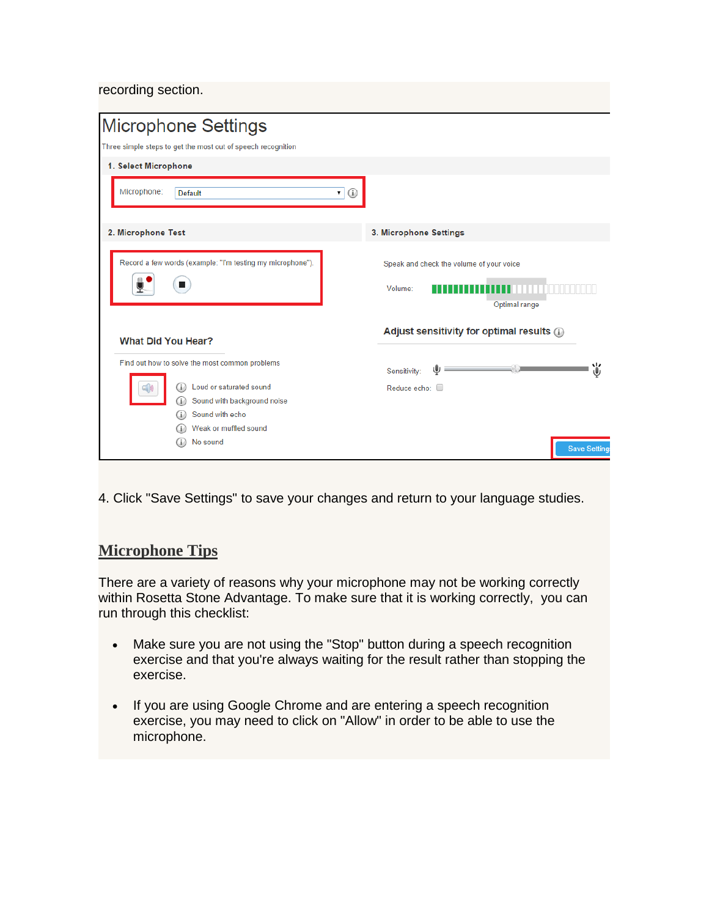recording section.

Microphone Settings

Three simple steps to get the most out of speech recognition

1. Select Microphone

Microphone: Default

2. Microphone Test

Record a few words (example: "I'm testing my microphone").

What Did You Hear?

Find out how to solve the most common problems

- Loud or saturated sound
- Sound with background noise
- Sound with echo
- Weak or muffled sound
- No sound

3. Microphone Settings

Speak and check the volume of your voice

Volume:

Optimal range

Adjust sensitivity for optimal results

Sensitivity:

Reduce echo:

Save Settings

4. Click "Save Settings" to save your changes and return to your language studies.

## Microphone Tips

There are a variety of reasons why your microphone may not be working correctly within Rosetta Stone Advantage. To make sure that it is working correctly, you can run through this checklist:

- Make sure you are not using the "Stop" button during a speech recognition exercise and that you're always waiting for the result rather than stopping the exercise.
- If you are using Google Chrome and are entering a speech recognition exercise, you may need to click on "Allow" in order to be able to use the microphone.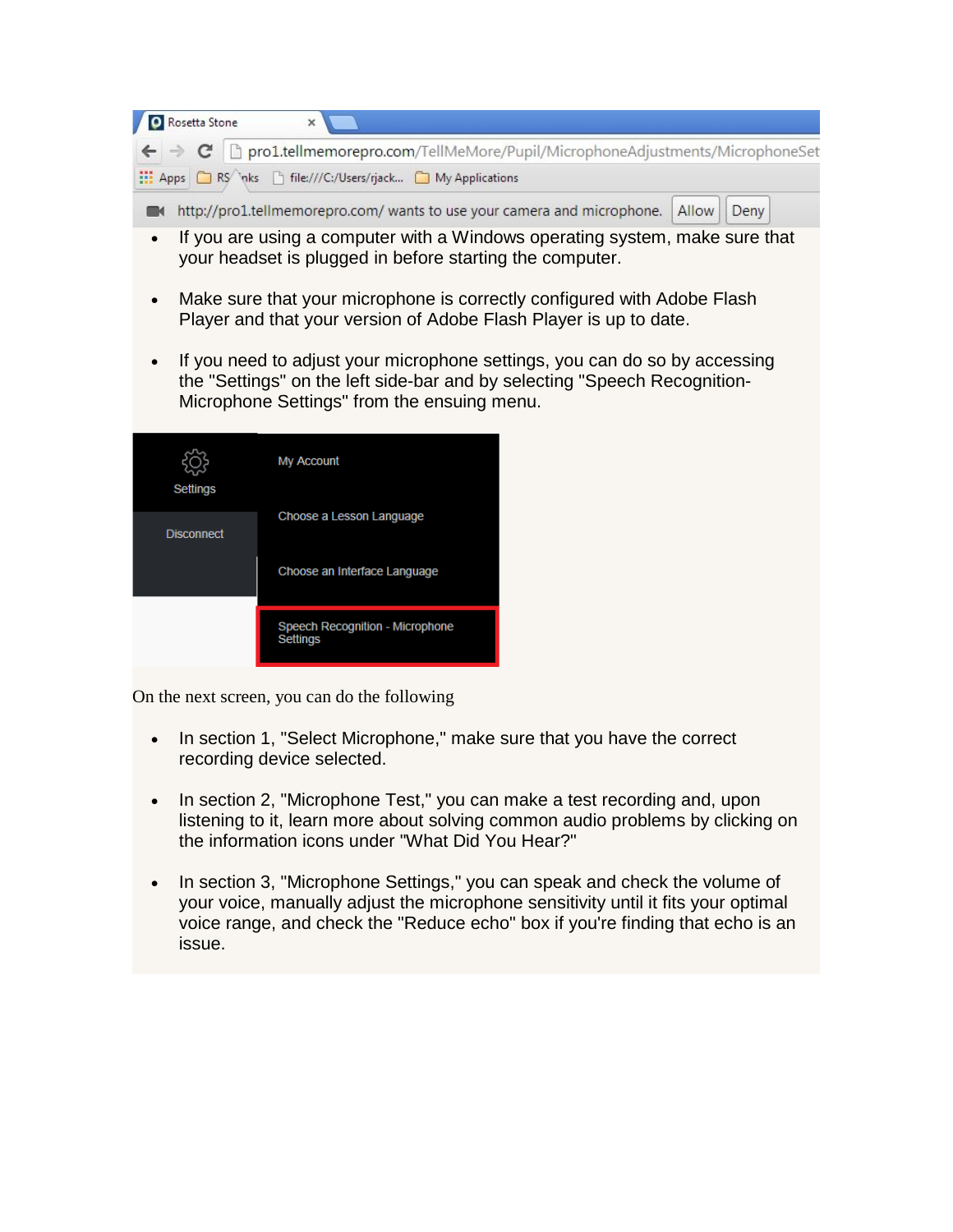- If you are using a computer with a Windows operating system, make sure that your headset is plugged in before starting the computer.
- Make sure that your microphone is correctly configured with Adobe Flash Player and that your version of Adobe Flash Player is up to date.
- If you need to adjust your microphone settings, you can do so by accessing the "Settings" on the left side-bar and by selecting "Speech Recognition-Microphone Settings" from the ensuing menu.

On the next screen, you can do the following

- In section 1, "Select Microphone," make sure that you have the correct recording device selected.
- In section 2, "Microphone Test," you can make a test recording and, upon listening to it, learn more about solving common audio problems by clicking on the information icons under "What Did You Hear?"
- In section 3, "Microphone Settings," you can speak and check the volume of your voice, manually adjust the microphone sensitivity until it fits your optimal voice range, and check the "Reduce echo" box if you're finding that echo is an issue.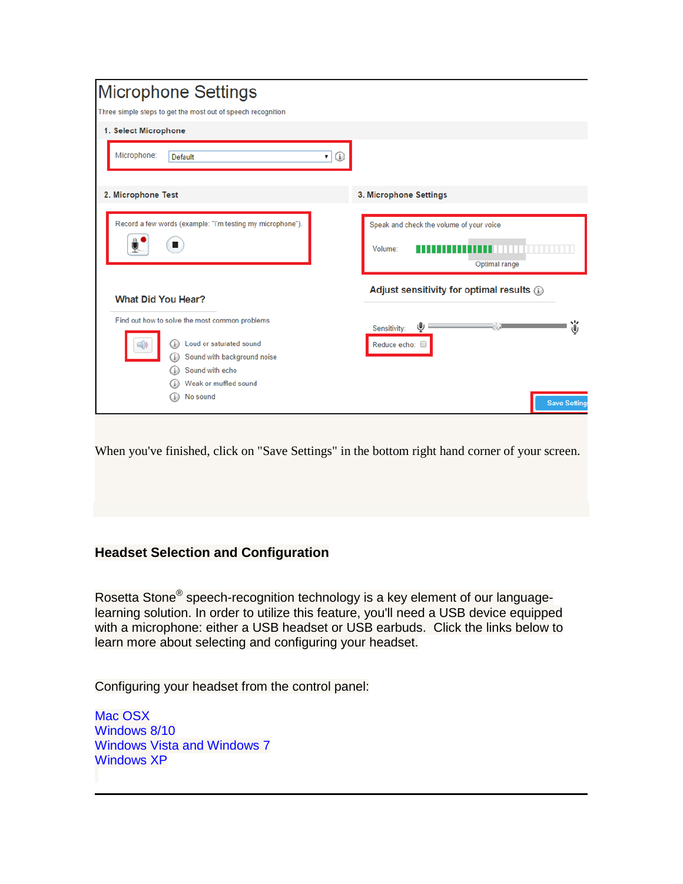Microphone Settings

Three simple steps to get the most out of speech recognition

1. Select Microphone

Microphone: Default

2. Microphone Test

Record a few words (example: "I'm testing my microphone").

3. Microphone Settings

Speak and check the volume of your voice

Volume:

Optimal range

Adjust sensitivity for optimal results

Sensitivity:

Reduce echo:

What Did You Hear?

Find out how to solve the most common problems

- Loud or saturated sound
- Sound with background noise
- Sound with echo
- Weak or muffled sound
- No sound

Save Settings

When you've finished, click on "Save Settings" in the bottom right hand corner of your screen.

## Headset Selection and Configuration

Rosetta Stone® speech-recognition technology is a key element of our language-learning solution. In order to utilize this feature, you'll need a USB device equipped with a microphone: either a USB headset or USB earbuds. Click the links below to learn more about selecting and configuring your headset.

Configuring your headset from the control panel:

Mac OSX
Windows 8/10
Windows Vista and Windows 7
Windows XP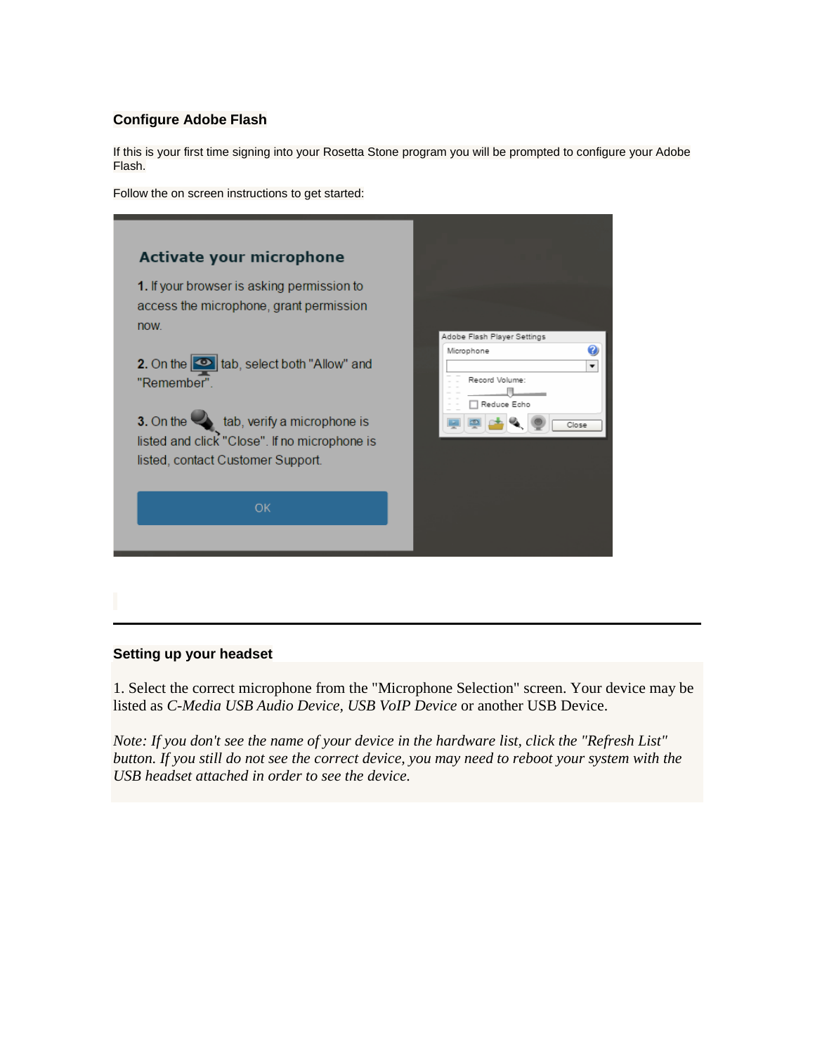## Configure Adobe Flash

If this is your first time signing into your Rosetta Stone program you will be prompted to configure your Adobe Flash.

Follow the on screen instructions to get started:

---

## Setting up your headset

1. Select the correct microphone from the "Microphone Selection" screen. Your device may be listed as *C-Media USB Audio Device, USB VoIP Device* or another USB Device.

*Note: If you don't see the name of your device in the hardware list, click the "Refresh List" button. If you still do not see the correct device, you may need to reboot your system with the USB headset attached in order to see the device.*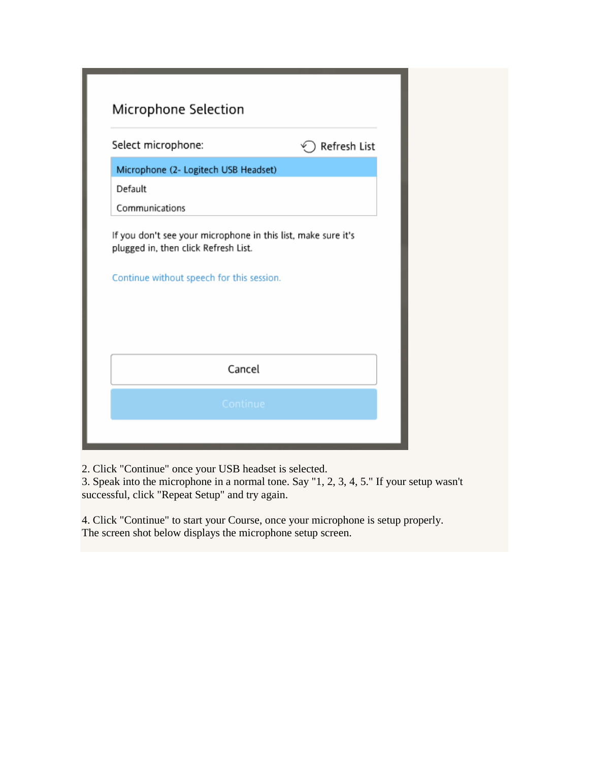2. Click "Continue" once your USB headset is selected.
3. Speak into the microphone in a normal tone. Say "1, 2, 3, 4, 5." If your setup wasn't successful, click "Repeat Setup" and try again.

4. Click "Continue" to start your Course, once your microphone is setup properly.
The screen shot below displays the microphone setup screen.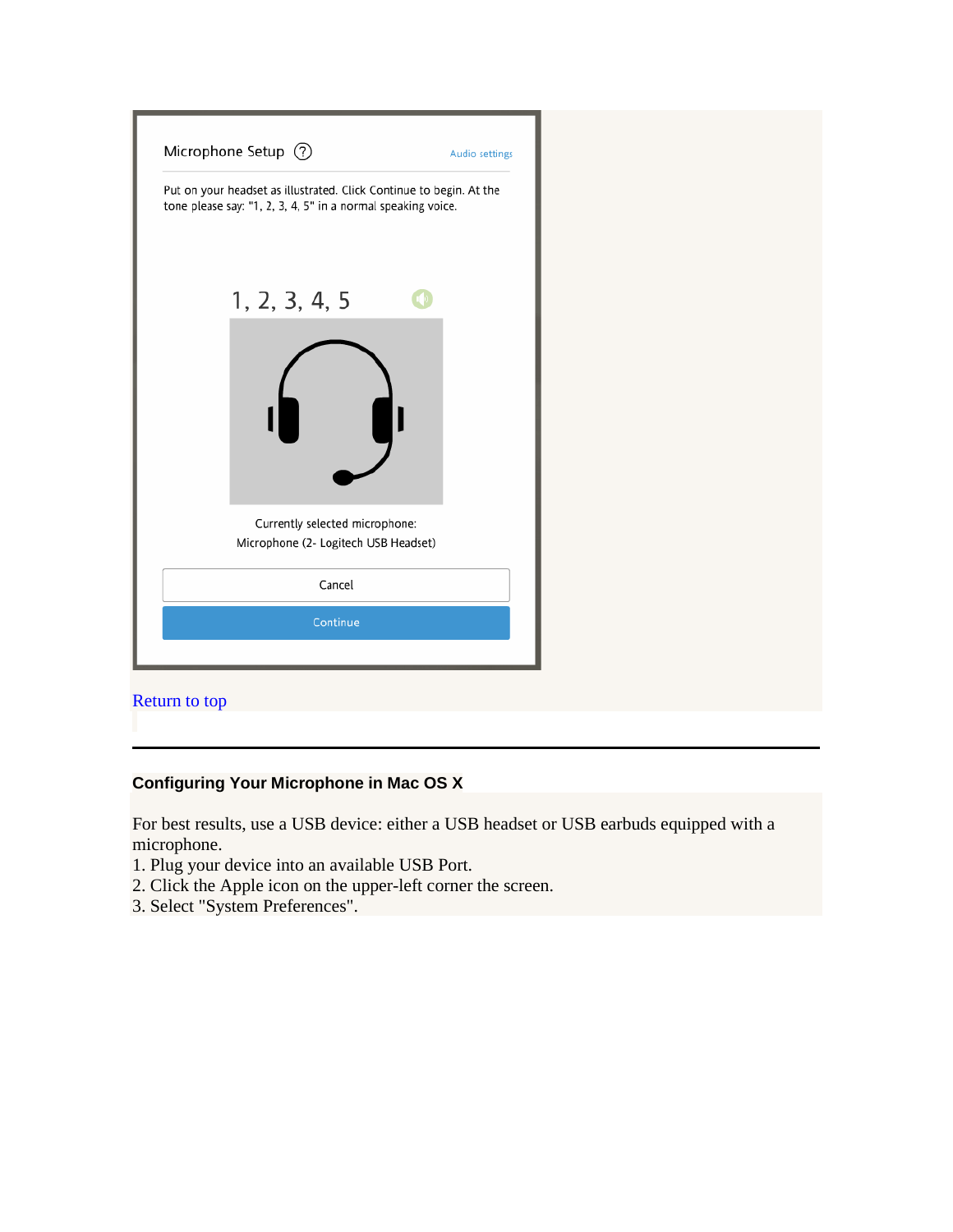Microphone Setup ⓘ

Audio settings

Put on your headset as illustrated. Click Continue to begin. At the tone please say: "1, 2, 3, 4, 5" in a normal speaking voice.

1, 2, 3, 4, 5

Currently selected microphone:
Microphone (2- Logitech USB Headset)

Cancel

Continue

Return to top

---

**Configuring Your Microphone in Mac OS X**

For best results, use a USB device: either a USB headset or USB earbuds equipped with a microphone.

1. Plug your device into an available USB Port.
2. Click the Apple icon on the upper-left corner the screen.
3. Select "System Preferences".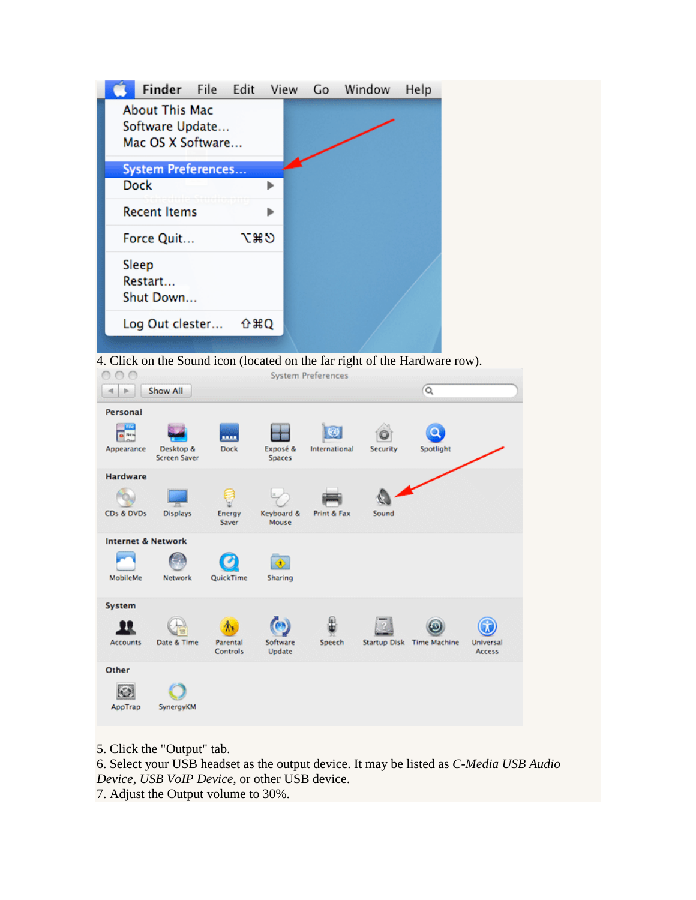4. Click on the Sound icon (located on the far right of the Hardware row).

5. Click the "Output" tab.
6. Select your USB headset as the output device. It may be listed as *C-Media USB Audio Device*, *USB VoIP Device*, or other USB device.
7. Adjust the Output volume to 30%.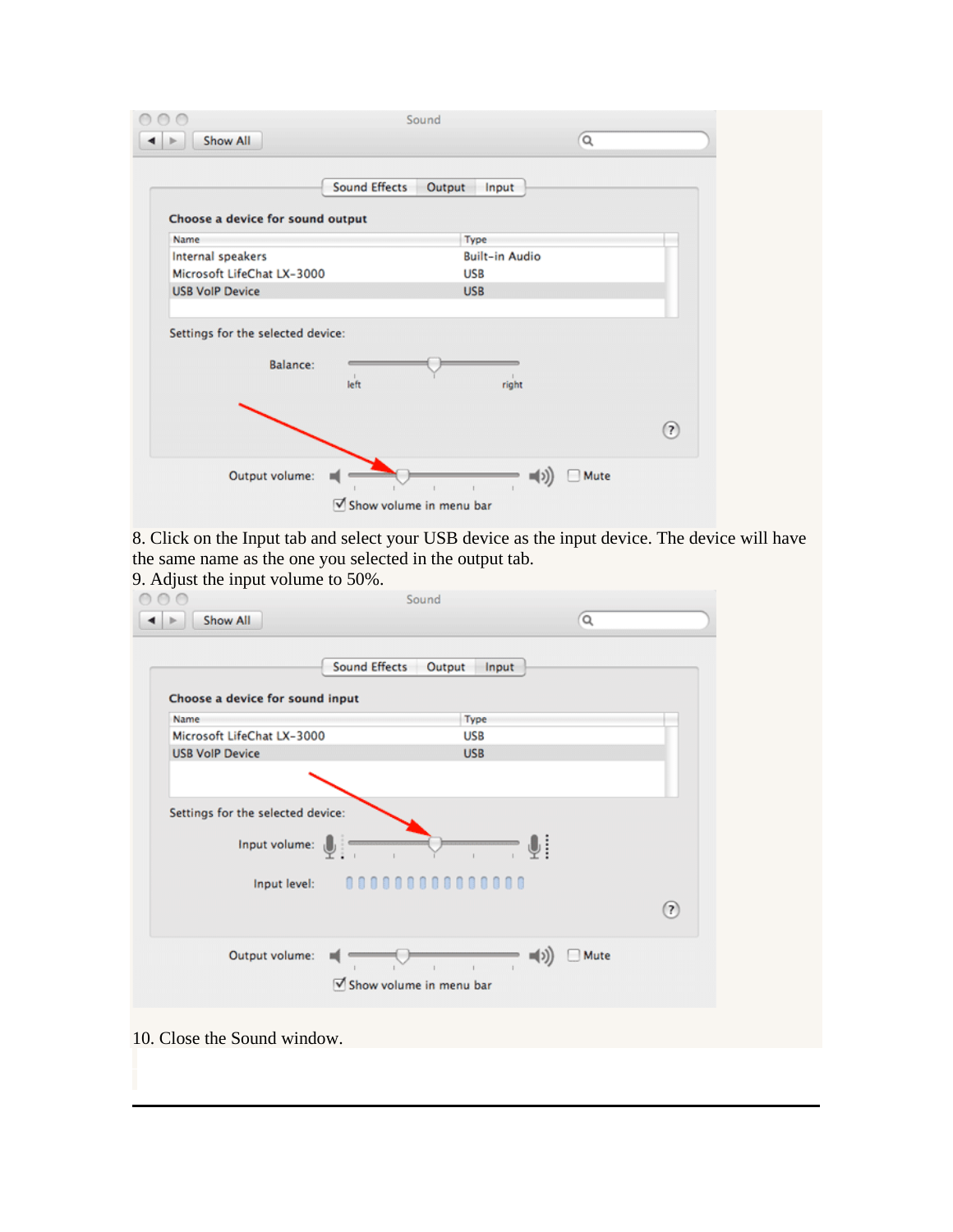8. Click on the Input tab and select your USB device as the input device. The device will have the same name as the one you selected in the output tab.
9. Adjust the input volume to 50%.

10. Close the Sound window.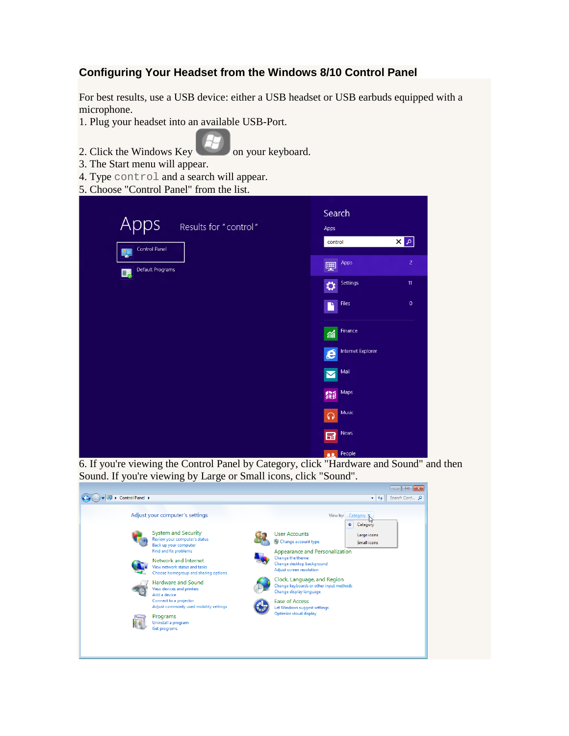## Configuring Your Headset from the Windows 8/10 Control Panel

For best results, use a USB device: either a USB headset or USB earbuds equipped with a microphone.

1. Plug your headset into an available USB-Port.
2. Click the Windows Key on your keyboard.
3. The Start menu will appear.
4. Type `control` and a search will appear.
5. Choose "Control Panel" from the list.
6. If you're viewing the Control Panel by Category, click "Hardware and Sound" and then Sound. If you're viewing by Large or Small icons, click "Sound".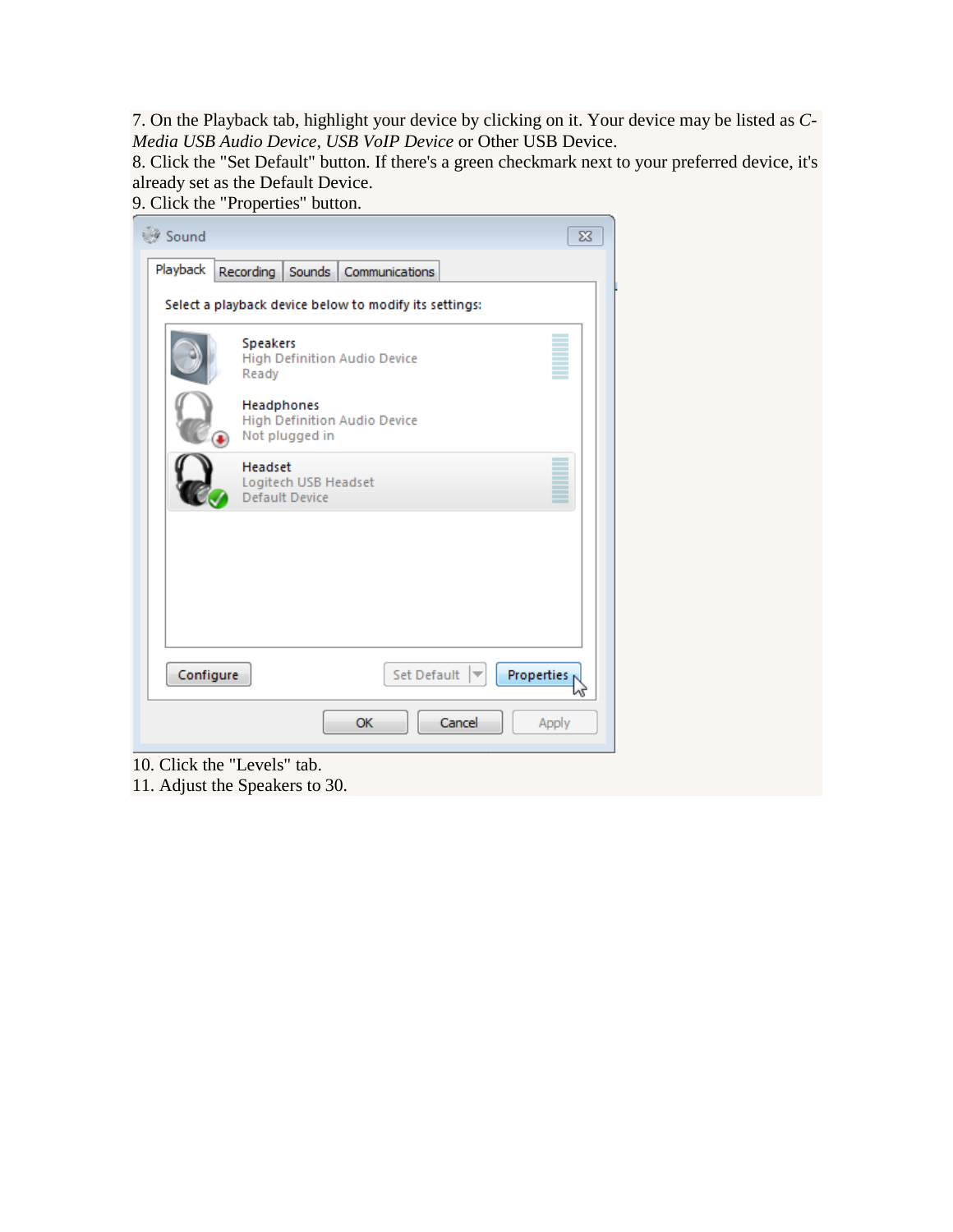7. On the Playback tab, highlight your device by clicking on it. Your device may be listed as *C-Media USB Audio Device*, *USB VoIP Device* or Other USB Device.
8. Click the "Set Default" button. If there's a green checkmark next to your preferred device, it's already set as the Default Device.
9. Click the "Properties" button.

10. Click the "Levels" tab.
11. Adjust the Speakers to 30.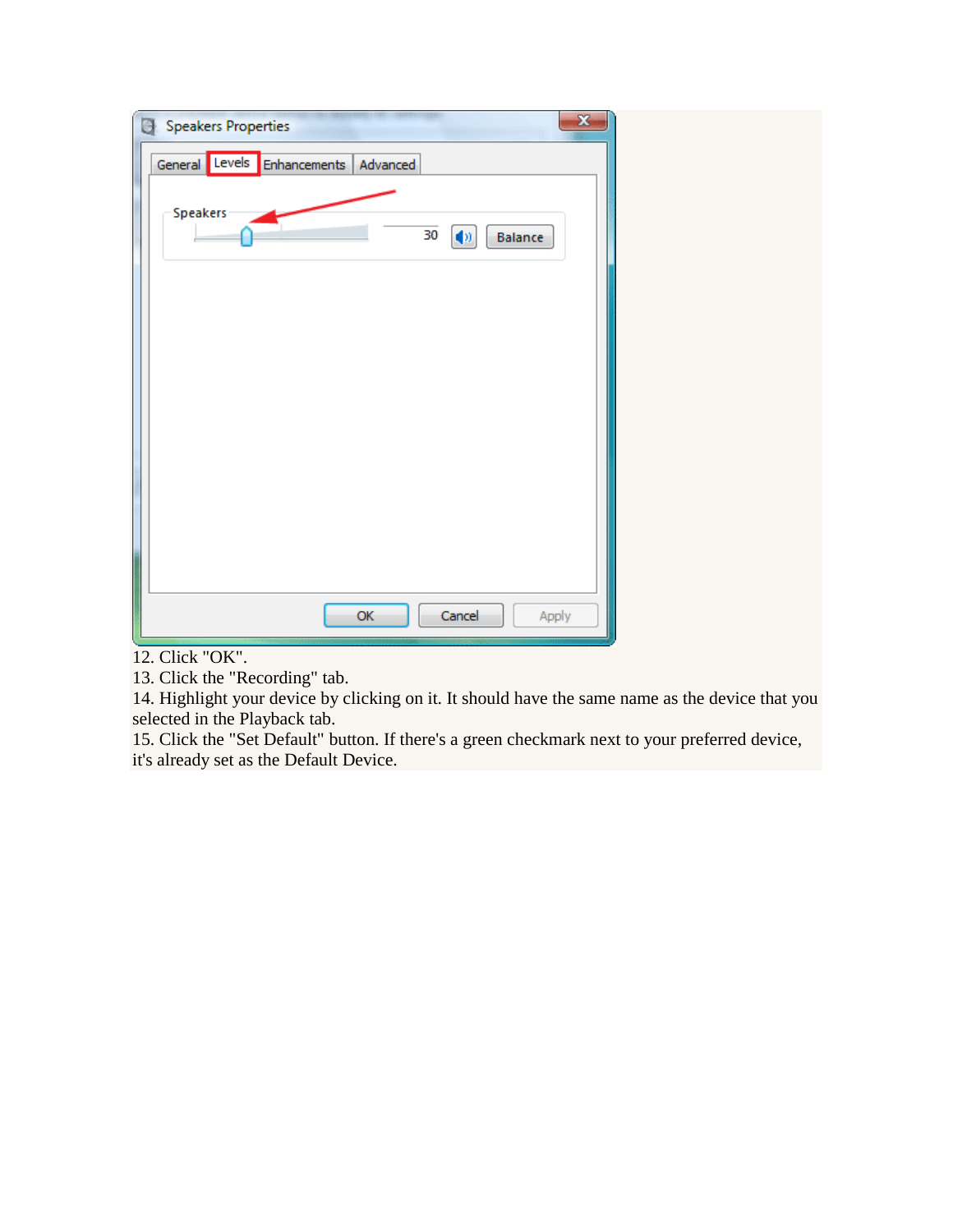12. Click "OK".
13. Click the "Recording" tab.
14. Highlight your device by clicking on it. It should have the same name as the device that you selected in the Playback tab.
15. Click the "Set Default" button. If there's a green checkmark next to your preferred device, it's already set as the Default Device.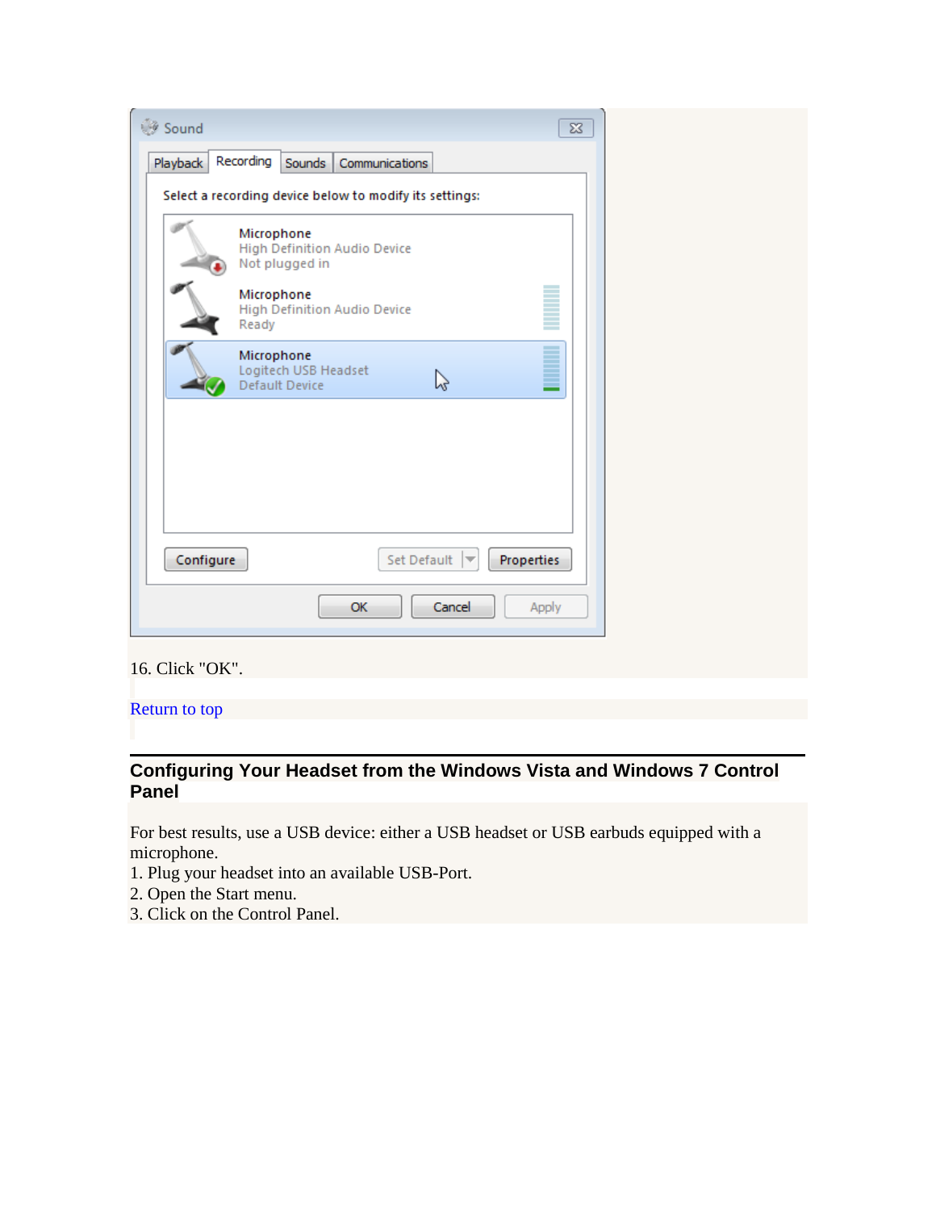16. Click "OK".

Return to top

## Configuring Your Headset from the Windows Vista and Windows 7 Control Panel

For best results, use a USB device: either a USB headset or USB earbuds equipped with a microphone.

1. Plug your headset into an available USB-Port.
2. Open the Start menu.
3. Click on the Control Panel.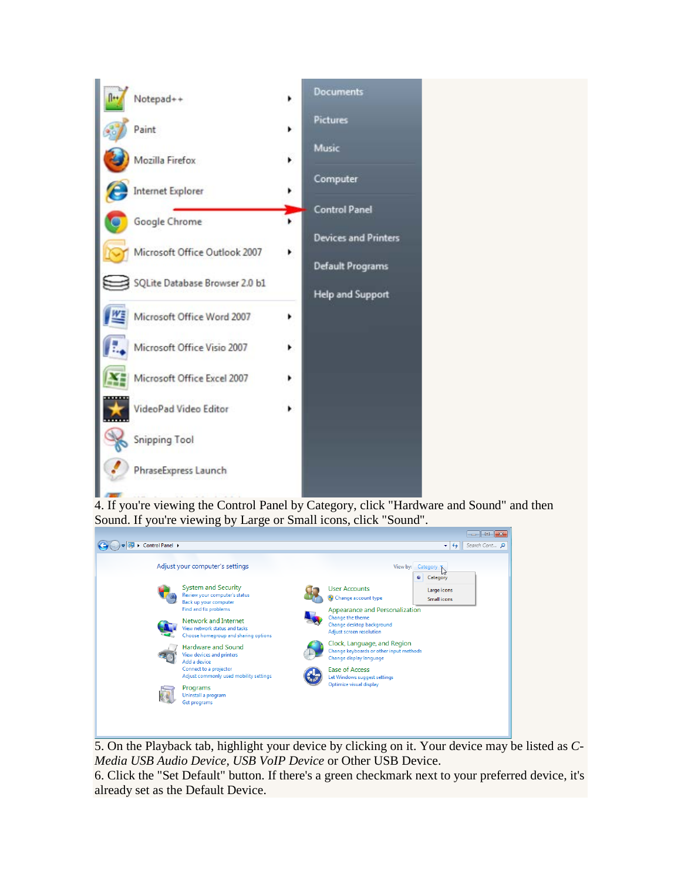4. If you're viewing the Control Panel by Category, click "Hardware and Sound" and then Sound. If you're viewing by Large or Small icons, click "Sound".

5. On the Playback tab, highlight your device by clicking on it. Your device may be listed as *C-Media USB Audio Device*, *USB VoIP Device* or Other USB Device.

6. Click the "Set Default" button. If there's a green checkmark next to your preferred device, it's already set as the Default Device.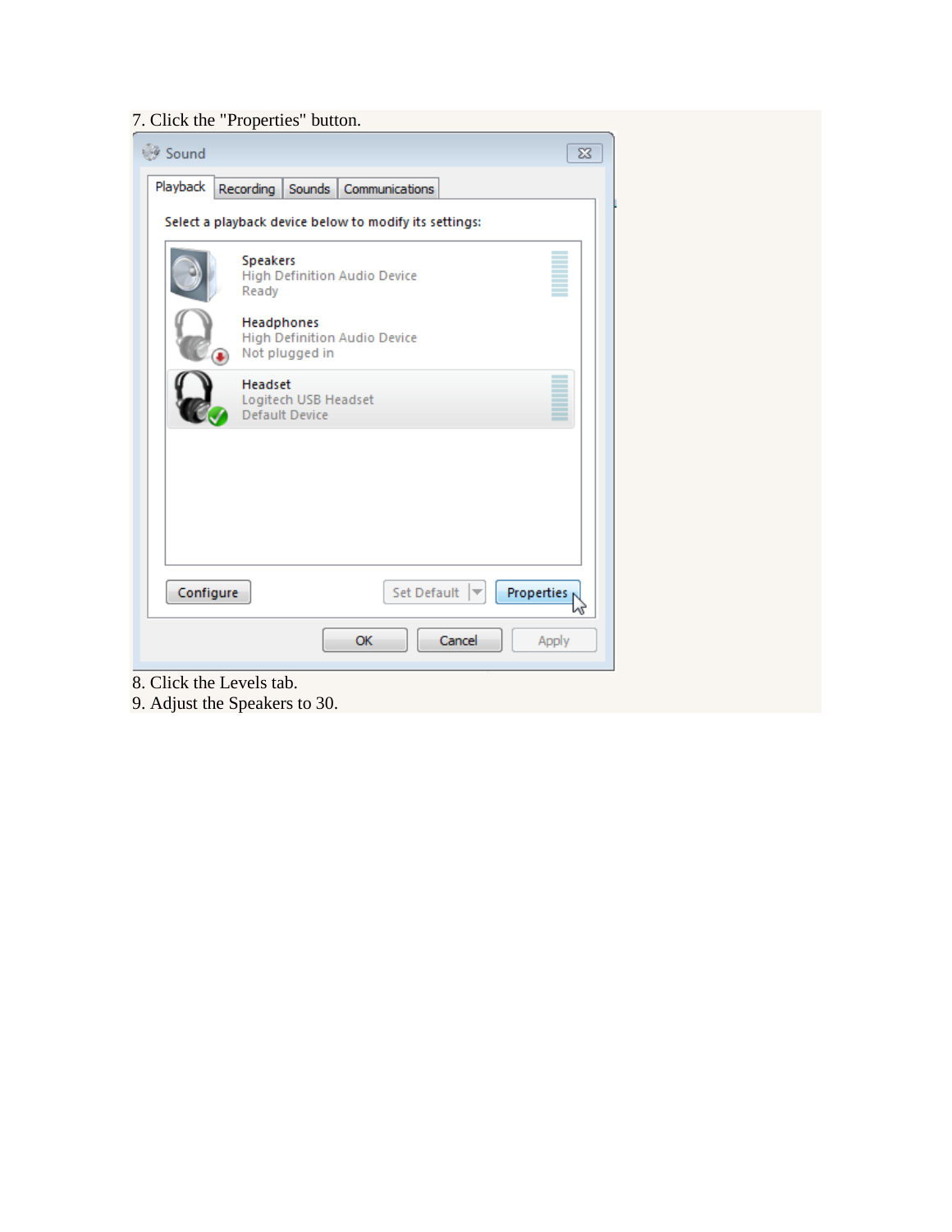7. Click the "Properties" button.

8. Click the Levels tab.
9. Adjust the Speakers to 30.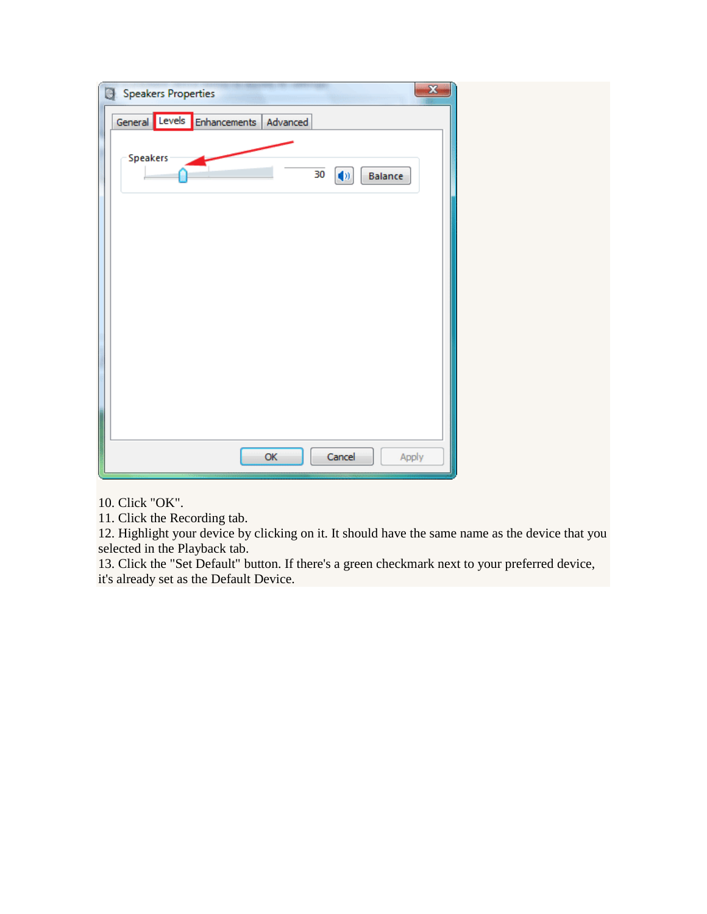10. Click "OK".
11. Click the Recording tab.
12. Highlight your device by clicking on it. It should have the same name as the device that you selected in the Playback tab.
13. Click the "Set Default" button. If there's a green checkmark next to your preferred device, it's already set as the Default Device.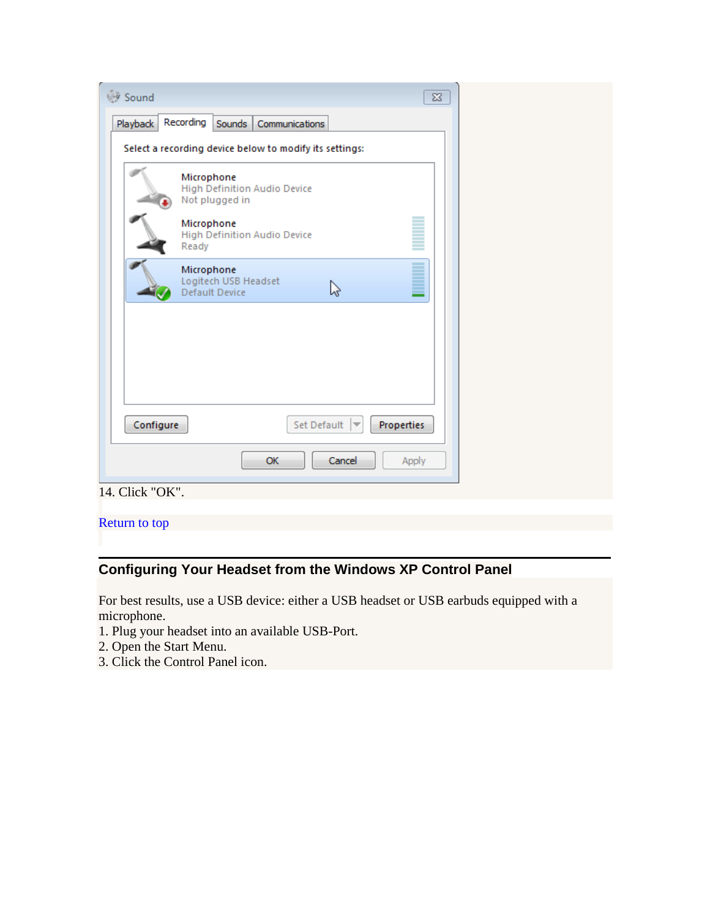14. Click "OK".

Return to top

## Configuring Your Headset from the Windows XP Control Panel

For best results, use a USB device: either a USB headset or USB earbuds equipped with a microphone.

1. Plug your headset into an available USB-Port.
2. Open the Start Menu.
3. Click the Control Panel icon.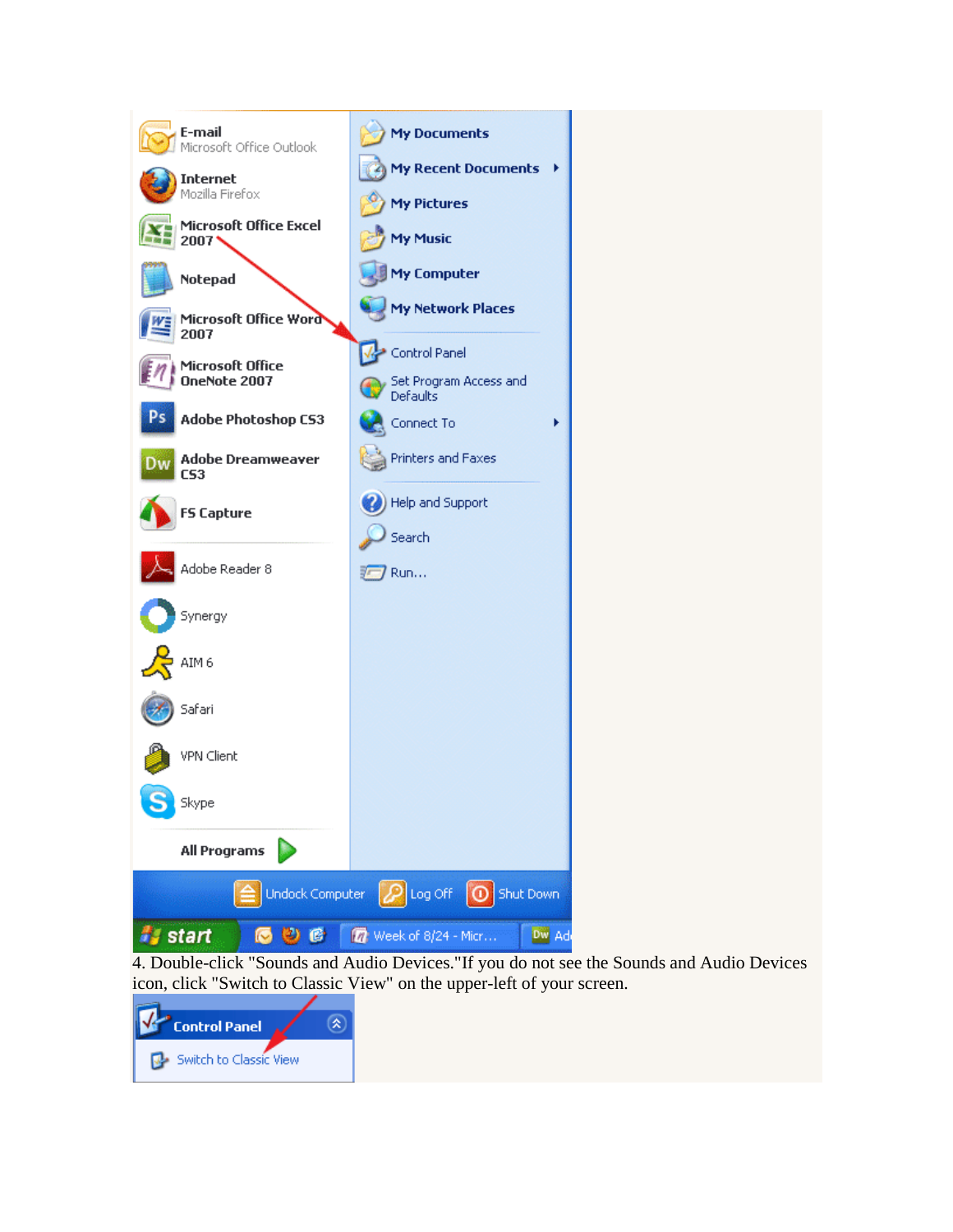4. Double-click "Sounds and Audio Devices."If you do not see the Sounds and Audio Devices icon, click "Switch to Classic View" on the upper-left of your screen.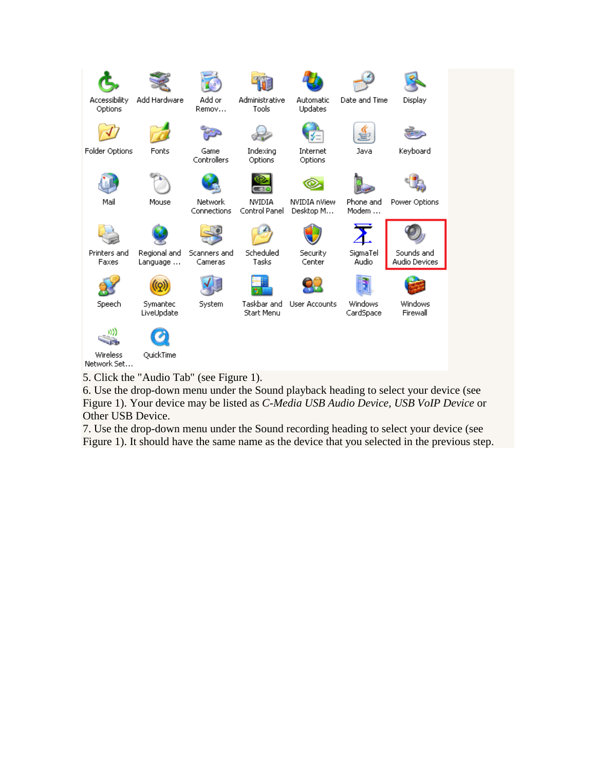5. Click the "Audio Tab" (see Figure 1).
6. Use the drop-down menu under the Sound playback heading to select your device (see Figure 1). Your device may be listed as *C-Media USB Audio Device, USB VoIP Device* or Other USB Device.
7. Use the drop-down menu under the Sound recording heading to select your device (see Figure 1). It should have the same name as the device that you selected in the previous step.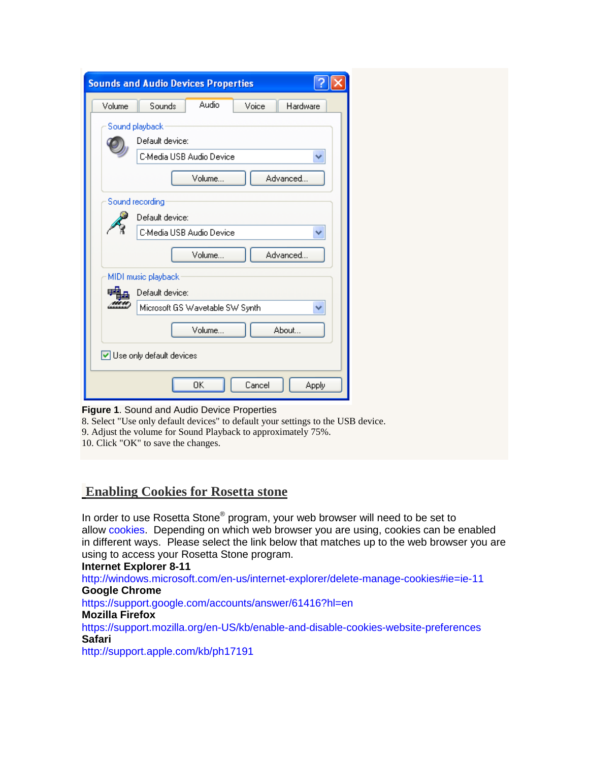**Figure 1**. Sound and Audio Device Properties

8. Select "Use only default devices" to default your settings to the USB device.
9. Adjust the volume for Sound Playback to approximately 75%.
10. Click "OK" to save the changes.

## Enabling Cookies for Rosetta stone

In order to use Rosetta Stone® program, your web browser will need to be set to allow cookies. Depending on which web browser you are using, cookies can be enabled in different ways. Please select the link below that matches up to the web browser you are using to access your Rosetta Stone program.

**Internet Explorer 8-11**

http://windows.microsoft.com/en-us/internet-explorer/delete-manage-cookies#ie=ie-11

**Google Chrome**

https://support.google.com/accounts/answer/61416?hl=en

**Mozilla Firefox**

https://support.mozilla.org/en-US/kb/enable-and-disable-cookies-website-preferences

**Safari**

http://support.apple.com/kb/ph17191